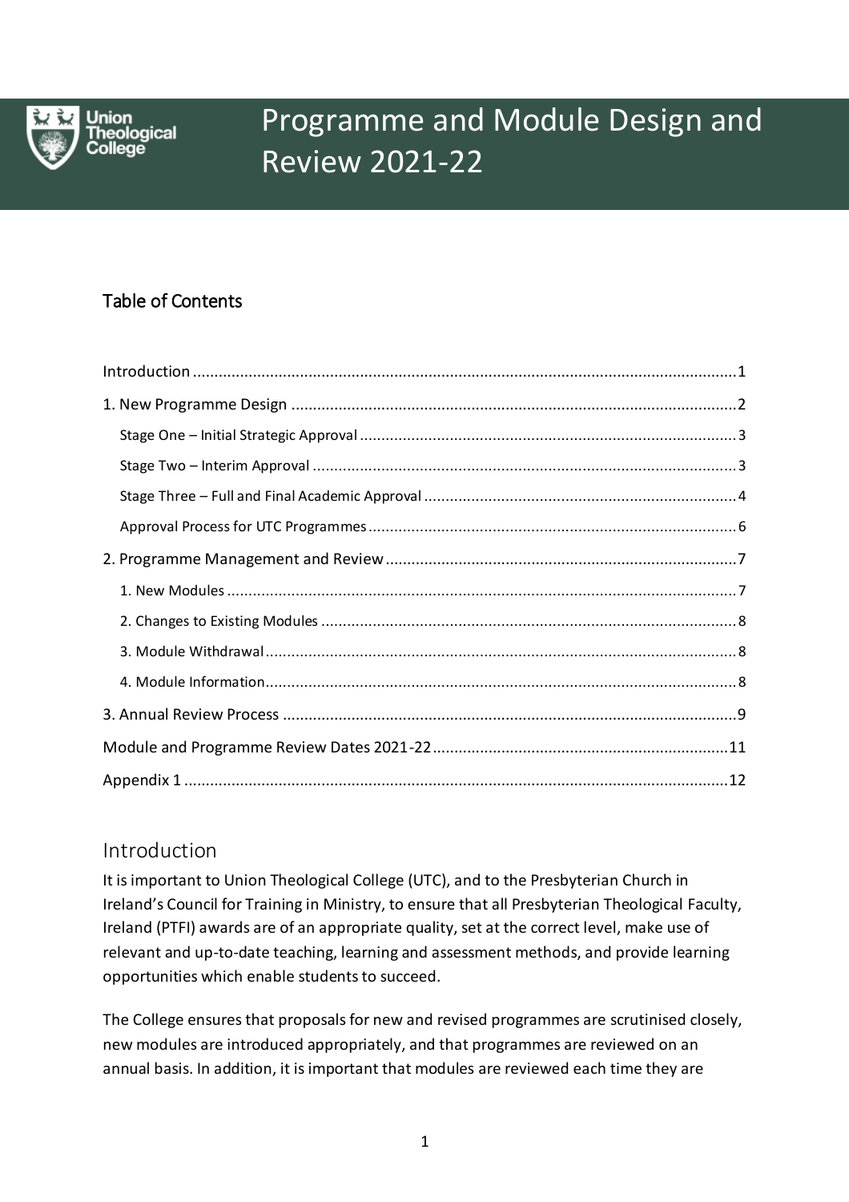# Programme and Module Design and Review 2021-22

## Table of Contents

- Introduction ....... 1
- 1. New Programme Design ....... 2
  - Stage One – Initial Strategic Approval ....... 3
  - Stage Two – Interim Approval ....... 3
  - Stage Three – Full and Final Academic Approval ....... 4
  - Approval Process for UTC Programmes ....... 6
- 2. Programme Management and Review ....... 7
  - 1. New Modules ....... 7
  - 2. Changes to Existing Modules ....... 8
  - 3. Module Withdrawal ....... 8
  - 4. Module Information ....... 8
- 3. Annual Review Process ....... 9
- Module and Programme Review Dates 2021-22 ....... 11
- Appendix 1 ....... 12

## Introduction

It is important to Union Theological College (UTC), and to the Presbyterian Church in Ireland's Council for Training in Ministry, to ensure that all Presbyterian Theological Faculty, Ireland (PTFI) awards are of an appropriate quality, set at the correct level, make use of relevant and up-to-date teaching, learning and assessment methods, and provide learning opportunities which enable students to succeed.

The College ensures that proposals for new and revised programmes are scrutinised closely, new modules are introduced appropriately, and that programmes are reviewed on an annual basis. In addition, it is important that modules are reviewed each time they are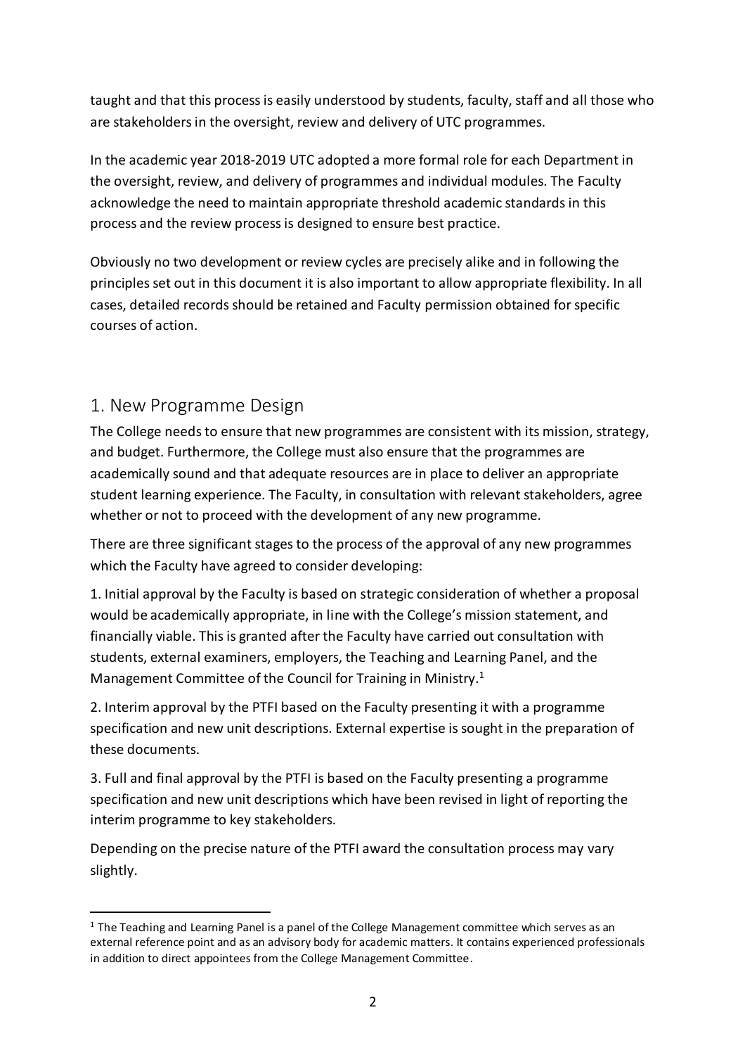taught and that this process is easily understood by students, faculty, staff and all those who are stakeholders in the oversight, review and delivery of UTC programmes.

In the academic year 2018-2019 UTC adopted a more formal role for each Department in the oversight, review, and delivery of programmes and individual modules. The Faculty acknowledge the need to maintain appropriate threshold academic standards in this process and the review process is designed to ensure best practice.

Obviously no two development or review cycles are precisely alike and in following the principles set out in this document it is also important to allow appropriate flexibility. In all cases, detailed records should be retained and Faculty permission obtained for specific courses of action.

## 1. New Programme Design

The College needs to ensure that new programmes are consistent with its mission, strategy, and budget. Furthermore, the College must also ensure that the programmes are academically sound and that adequate resources are in place to deliver an appropriate student learning experience. The Faculty, in consultation with relevant stakeholders, agree whether or not to proceed with the development of any new programme.

There are three significant stages to the process of the approval of any new programmes which the Faculty have agreed to consider developing:

1. Initial approval by the Faculty is based on strategic consideration of whether a proposal would be academically appropriate, in line with the College's mission statement, and financially viable. This is granted after the Faculty have carried out consultation with students, external examiners, employers, the Teaching and Learning Panel, and the Management Committee of the Council for Training in Ministry.[1]

2. Interim approval by the PTFI based on the Faculty presenting it with a programme specification and new unit descriptions. External expertise is sought in the preparation of these documents.

3. Full and final approval by the PTFI is based on the Faculty presenting a programme specification and new unit descriptions which have been revised in light of reporting the interim programme to key stakeholders.

Depending on the precise nature of the PTFI award the consultation process may vary slightly.

[1] The Teaching and Learning Panel is a panel of the College Management committee which serves as an external reference point and as an advisory body for academic matters. It contains experienced professionals in addition to direct appointees from the College Management Committee.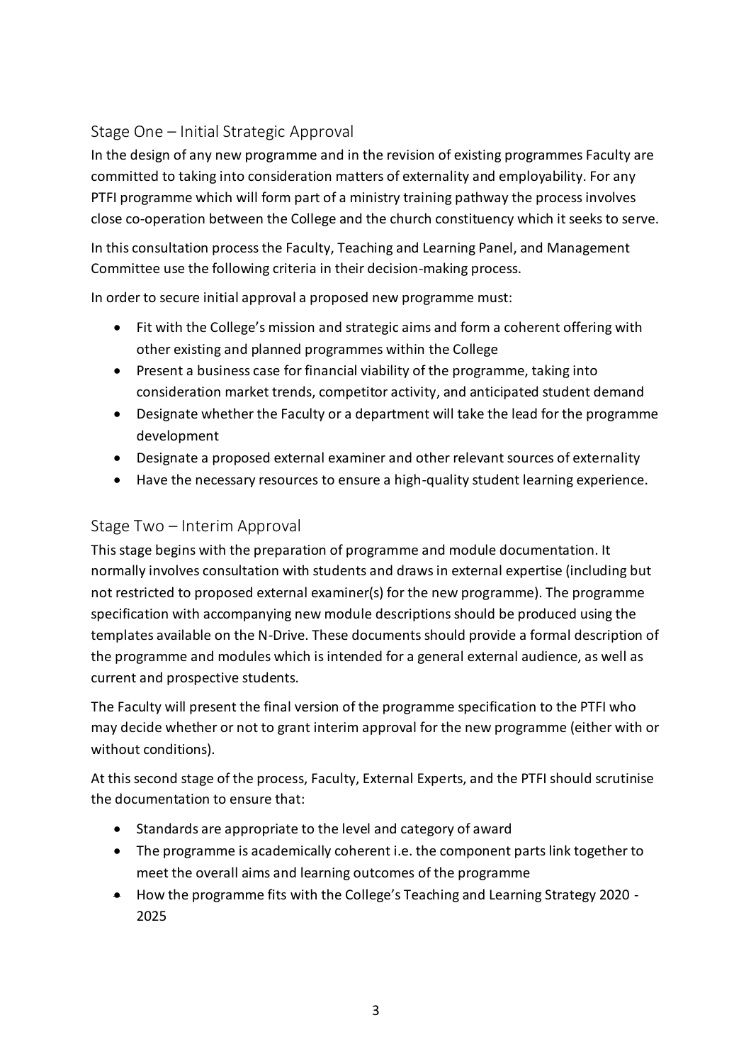## Stage One – Initial Strategic Approval

In the design of any new programme and in the revision of existing programmes Faculty are committed to taking into consideration matters of externality and employability. For any PTFI programme which will form part of a ministry training pathway the process involves close co-operation between the College and the church constituency which it seeks to serve.

In this consultation process the Faculty, Teaching and Learning Panel, and Management Committee use the following criteria in their decision-making process.

In order to secure initial approval a proposed new programme must:

- Fit with the College's mission and strategic aims and form a coherent offering with other existing and planned programmes within the College
- Present a business case for financial viability of the programme, taking into consideration market trends, competitor activity, and anticipated student demand
- Designate whether the Faculty or a department will take the lead for the programme development
- Designate a proposed external examiner and other relevant sources of externality
- Have the necessary resources to ensure a high-quality student learning experience.

## Stage Two – Interim Approval

This stage begins with the preparation of programme and module documentation. It normally involves consultation with students and draws in external expertise (including but not restricted to proposed external examiner(s) for the new programme). The programme specification with accompanying new module descriptions should be produced using the templates available on the N-Drive. These documents should provide a formal description of the programme and modules which is intended for a general external audience, as well as current and prospective students.

The Faculty will present the final version of the programme specification to the PTFI who may decide whether or not to grant interim approval for the new programme (either with or without conditions).

At this second stage of the process, Faculty, External Experts, and the PTFI should scrutinise the documentation to ensure that:

- Standards are appropriate to the level and category of award
- The programme is academically coherent i.e. the component parts link together to meet the overall aims and learning outcomes of the programme
- How the programme fits with the College's Teaching and Learning Strategy 2020 - 2025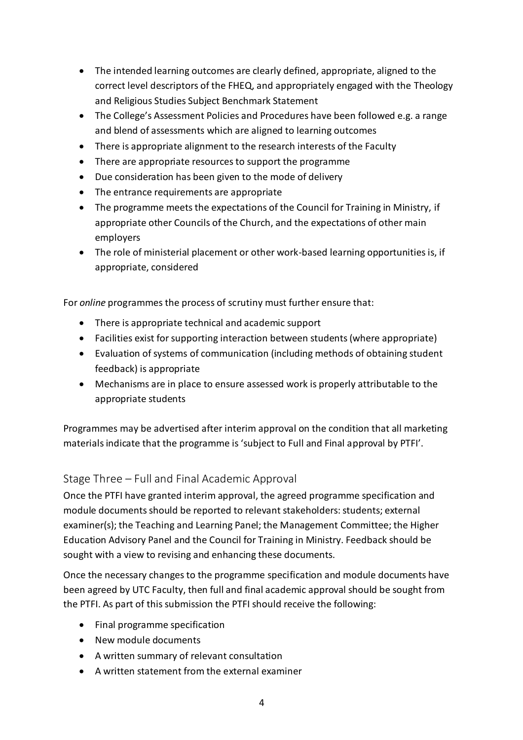- The intended learning outcomes are clearly defined, appropriate, aligned to the correct level descriptors of the FHEQ, and appropriately engaged with the Theology and Religious Studies Subject Benchmark Statement
- The College's Assessment Policies and Procedures have been followed e.g. a range and blend of assessments which are aligned to learning outcomes
- There is appropriate alignment to the research interests of the Faculty
- There are appropriate resources to support the programme
- Due consideration has been given to the mode of delivery
- The entrance requirements are appropriate
- The programme meets the expectations of the Council for Training in Ministry, if appropriate other Councils of the Church, and the expectations of other main employers
- The role of ministerial placement or other work-based learning opportunities is, if appropriate, considered

For *online* programmes the process of scrutiny must further ensure that:

- There is appropriate technical and academic support
- Facilities exist for supporting interaction between students (where appropriate)
- Evaluation of systems of communication (including methods of obtaining student feedback) is appropriate
- Mechanisms are in place to ensure assessed work is properly attributable to the appropriate students

Programmes may be advertised after interim approval on the condition that all marketing materials indicate that the programme is 'subject to Full and Final approval by PTFI'.

## Stage Three – Full and Final Academic Approval

Once the PTFI have granted interim approval, the agreed programme specification and module documents should be reported to relevant stakeholders: students; external examiner(s); the Teaching and Learning Panel; the Management Committee; the Higher Education Advisory Panel and the Council for Training in Ministry. Feedback should be sought with a view to revising and enhancing these documents.

Once the necessary changes to the programme specification and module documents have been agreed by UTC Faculty, then full and final academic approval should be sought from the PTFI. As part of this submission the PTFI should receive the following:

- Final programme specification
- New module documents
- A written summary of relevant consultation
- A written statement from the external examiner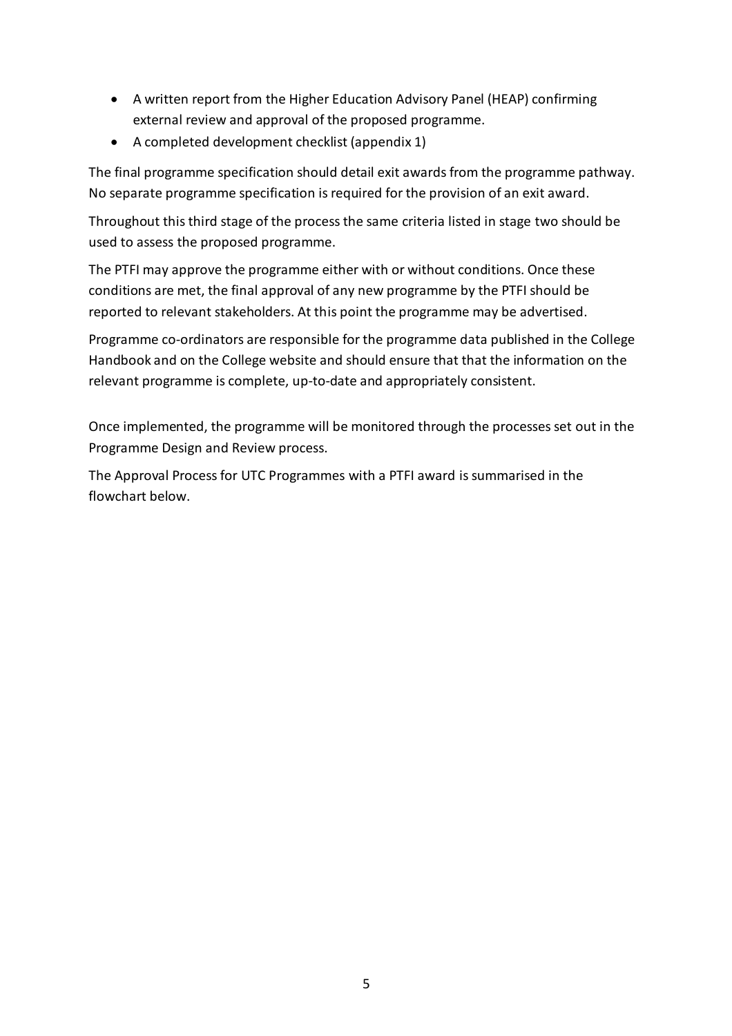- A written report from the Higher Education Advisory Panel (HEAP) confirming external review and approval of the proposed programme.
- A completed development checklist (appendix 1)

The final programme specification should detail exit awards from the programme pathway. No separate programme specification is required for the provision of an exit award.

Throughout this third stage of the process the same criteria listed in stage two should be used to assess the proposed programme.

The PTFI may approve the programme either with or without conditions. Once these conditions are met, the final approval of any new programme by the PTFI should be reported to relevant stakeholders. At this point the programme may be advertised.

Programme co-ordinators are responsible for the programme data published in the College Handbook and on the College website and should ensure that that the information on the relevant programme is complete, up-to-date and appropriately consistent.

Once implemented, the programme will be monitored through the processes set out in the Programme Design and Review process.

The Approval Process for UTC Programmes with a PTFI award is summarised in the flowchart below.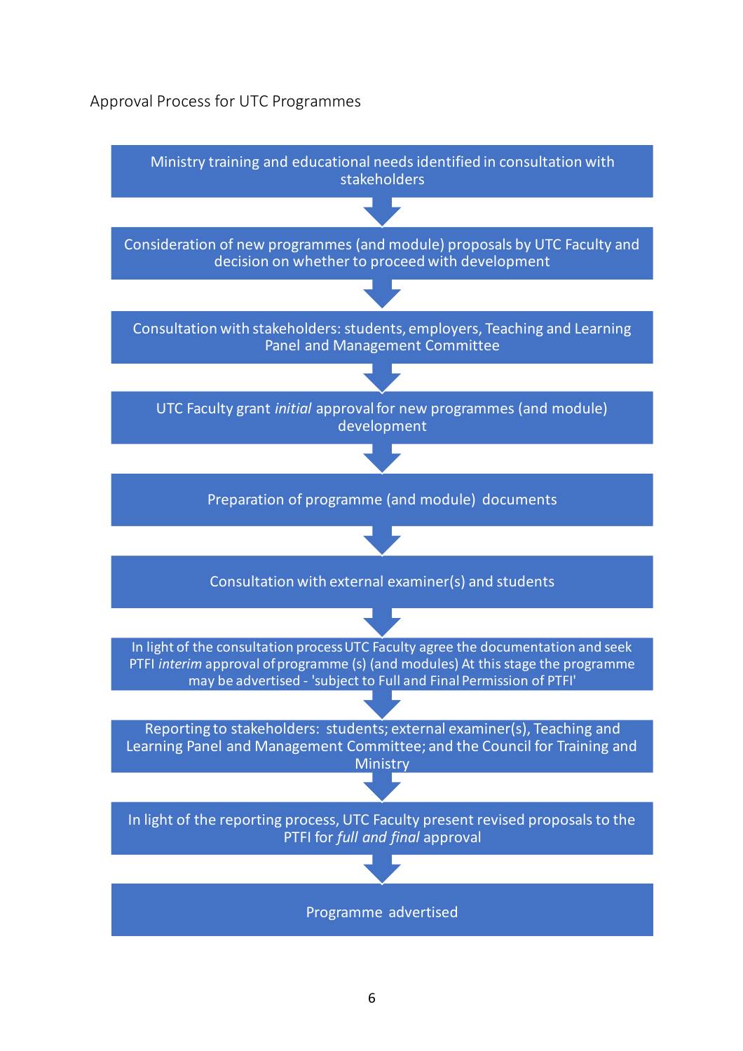Approval Process for UTC Programmes

Ministry training and educational needs identified in consultation with stakeholders

↓

Consideration of new programmes (and module) proposals by UTC Faculty and decision on whether to proceed with development

↓

Consultation with stakeholders: students, employers, Teaching and Learning Panel and Management Committee

↓

UTC Faculty grant *initial* approval for new programmes (and module) development

↓

Preparation of programme (and module) documents

↓

Consultation with external examiner(s) and students

↓

In light of the consultation process UTC Faculty agree the documentation and seek PTFI *interim* approval of programme (s) (and modules) At this stage the programme may be advertised - 'subject to Full and Final Permission of PTFI'

↓

Reporting to stakeholders: students; external examiner(s), Teaching and Learning Panel and Management Committee; and the Council for Training and Ministry

↓

In light of the reporting process, UTC Faculty present revised proposals to the PTFI for *full and final* approval

↓

Programme advertised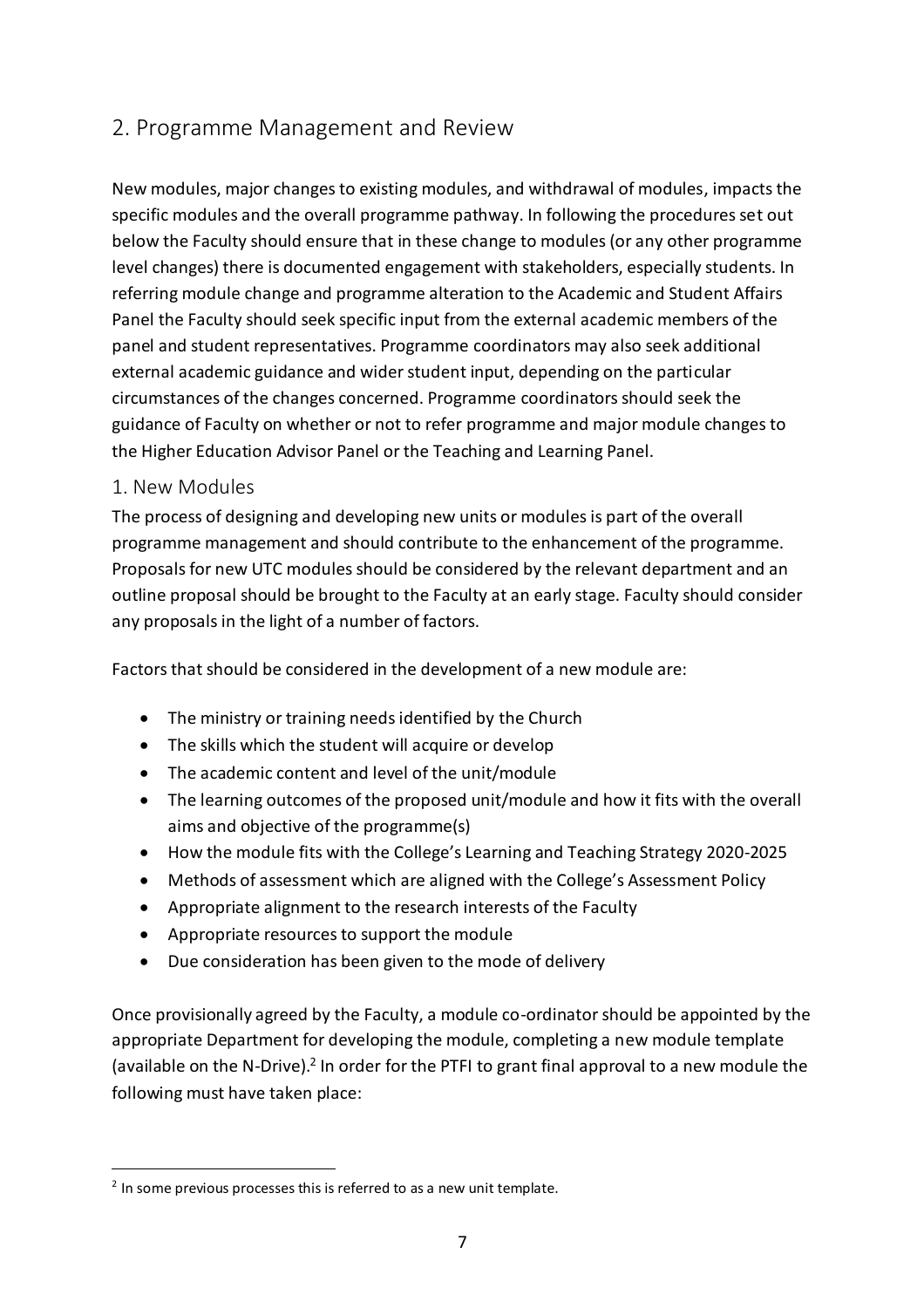## 2. Programme Management and Review

New modules, major changes to existing modules, and withdrawal of modules, impacts the specific modules and the overall programme pathway. In following the procedures set out below the Faculty should ensure that in these change to modules (or any other programme level changes) there is documented engagement with stakeholders, especially students. In referring module change and programme alteration to the Academic and Student Affairs Panel the Faculty should seek specific input from the external academic members of the panel and student representatives. Programme coordinators may also seek additional external academic guidance and wider student input, depending on the particular circumstances of the changes concerned. Programme coordinators should seek the guidance of Faculty on whether or not to refer programme and major module changes to the Higher Education Advisor Panel or the Teaching and Learning Panel.

### 1. New Modules

The process of designing and developing new units or modules is part of the overall programme management and should contribute to the enhancement of the programme. Proposals for new UTC modules should be considered by the relevant department and an outline proposal should be brought to the Faculty at an early stage. Faculty should consider any proposals in the light of a number of factors.

Factors that should be considered in the development of a new module are:

- The ministry or training needs identified by the Church
- The skills which the student will acquire or develop
- The academic content and level of the unit/module
- The learning outcomes of the proposed unit/module and how it fits with the overall aims and objective of the programme(s)
- How the module fits with the College's Learning and Teaching Strategy 2020-2025
- Methods of assessment which are aligned with the College's Assessment Policy
- Appropriate alignment to the research interests of the Faculty
- Appropriate resources to support the module
- Due consideration has been given to the mode of delivery

Once provisionally agreed by the Faculty, a module co-ordinator should be appointed by the appropriate Department for developing the module, completing a new module template (available on the N-Drive).[2] In order for the PTFI to grant final approval to a new module the following must have taken place:

[2] In some previous processes this is referred to as a new unit template.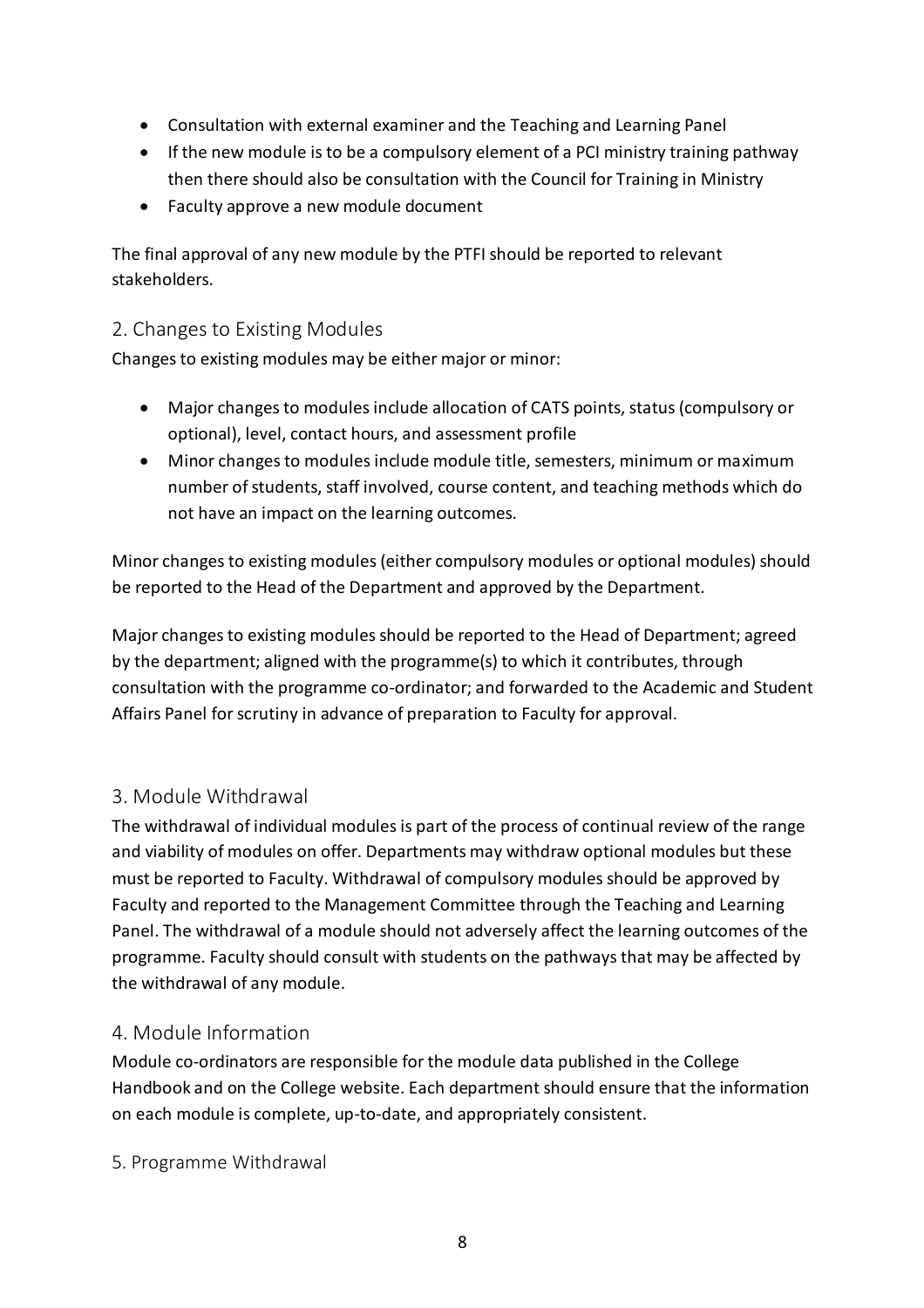- Consultation with external examiner and the Teaching and Learning Panel
- If the new module is to be a compulsory element of a PCI ministry training pathway then there should also be consultation with the Council for Training in Ministry
- Faculty approve a new module document

The final approval of any new module by the PTFI should be reported to relevant stakeholders.

## 2. Changes to Existing Modules

Changes to existing modules may be either major or minor:

- Major changes to modules include allocation of CATS points, status (compulsory or optional), level, contact hours, and assessment profile
- Minor changes to modules include module title, semesters, minimum or maximum number of students, staff involved, course content, and teaching methods which do not have an impact on the learning outcomes.

Minor changes to existing modules (either compulsory modules or optional modules) should be reported to the Head of the Department and approved by the Department.

Major changes to existing modules should be reported to the Head of Department; agreed by the department; aligned with the programme(s) to which it contributes, through consultation with the programme co-ordinator; and forwarded to the Academic and Student Affairs Panel for scrutiny in advance of preparation to Faculty for approval.

## 3. Module Withdrawal

The withdrawal of individual modules is part of the process of continual review of the range and viability of modules on offer. Departments may withdraw optional modules but these must be reported to Faculty. Withdrawal of compulsory modules should be approved by Faculty and reported to the Management Committee through the Teaching and Learning Panel. The withdrawal of a module should not adversely affect the learning outcomes of the programme. Faculty should consult with students on the pathways that may be affected by the withdrawal of any module.

## 4. Module Information

Module co-ordinators are responsible for the module data published in the College Handbook and on the College website. Each department should ensure that the information on each module is complete, up-to-date, and appropriately consistent.

## 5. Programme Withdrawal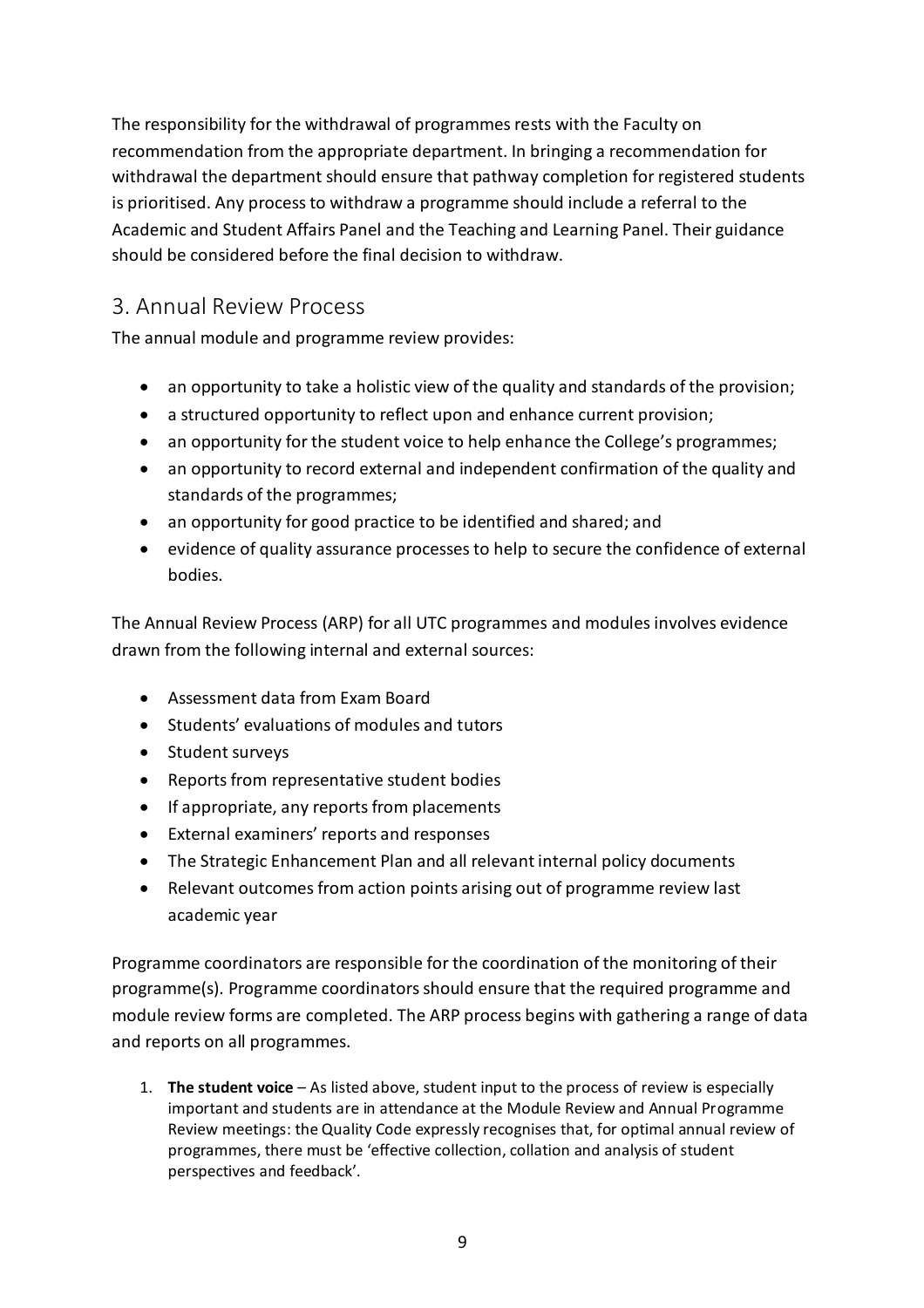The responsibility for the withdrawal of programmes rests with the Faculty on recommendation from the appropriate department. In bringing a recommendation for withdrawal the department should ensure that pathway completion for registered students is prioritised. Any process to withdraw a programme should include a referral to the Academic and Student Affairs Panel and the Teaching and Learning Panel. Their guidance should be considered before the final decision to withdraw.

## 3. Annual Review Process

The annual module and programme review provides:

- an opportunity to take a holistic view of the quality and standards of the provision;
- a structured opportunity to reflect upon and enhance current provision;
- an opportunity for the student voice to help enhance the College's programmes;
- an opportunity to record external and independent confirmation of the quality and standards of the programmes;
- an opportunity for good practice to be identified and shared; and
- evidence of quality assurance processes to help to secure the confidence of external bodies.

The Annual Review Process (ARP) for all UTC programmes and modules involves evidence drawn from the following internal and external sources:

- Assessment data from Exam Board
- Students' evaluations of modules and tutors
- Student surveys
- Reports from representative student bodies
- If appropriate, any reports from placements
- External examiners' reports and responses
- The Strategic Enhancement Plan and all relevant internal policy documents
- Relevant outcomes from action points arising out of programme review last academic year

Programme coordinators are responsible for the coordination of the monitoring of their programme(s). Programme coordinators should ensure that the required programme and module review forms are completed. The ARP process begins with gathering a range of data and reports on all programmes.

1. **The student voice** – As listed above, student input to the process of review is especially important and students are in attendance at the Module Review and Annual Programme Review meetings: the Quality Code expressly recognises that, for optimal annual review of programmes, there must be 'effective collection, collation and analysis of student perspectives and feedback'.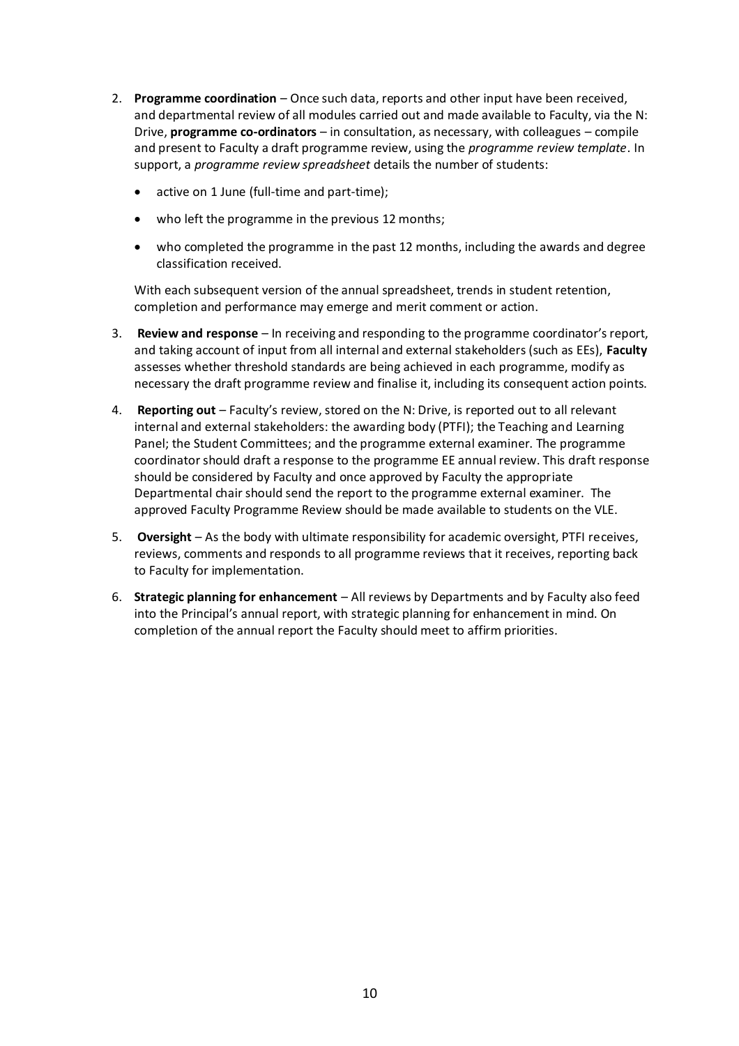2. **Programme coordination** – Once such data, reports and other input have been received, and departmental review of all modules carried out and made available to Faculty, via the N: Drive, **programme co-ordinators** – in consultation, as necessary, with colleagues – compile and present to Faculty a draft programme review, using the *programme review template*. In support, a *programme review spreadsheet* details the number of students:

   - active on 1 June (full-time and part-time);
   - who left the programme in the previous 12 months;
   - who completed the programme in the past 12 months, including the awards and degree classification received.

   With each subsequent version of the annual spreadsheet, trends in student retention, completion and performance may emerge and merit comment or action.

3. **Review and response** – In receiving and responding to the programme coordinator's report, and taking account of input from all internal and external stakeholders (such as EEs), **Faculty** assesses whether threshold standards are being achieved in each programme, modify as necessary the draft programme review and finalise it, including its consequent action points.

4. **Reporting out** – Faculty's review, stored on the N: Drive, is reported out to all relevant internal and external stakeholders: the awarding body (PTFI); the Teaching and Learning Panel; the Student Committees; and the programme external examiner. The programme coordinator should draft a response to the programme EE annual review. This draft response should be considered by Faculty and once approved by Faculty the appropriate Departmental chair should send the report to the programme external examiner. The approved Faculty Programme Review should be made available to students on the VLE.

5. **Oversight** – As the body with ultimate responsibility for academic oversight, PTFI receives, reviews, comments and responds to all programme reviews that it receives, reporting back to Faculty for implementation.

6. **Strategic planning for enhancement** – All reviews by Departments and by Faculty also feed into the Principal's annual report, with strategic planning for enhancement in mind. On completion of the annual report the Faculty should meet to affirm priorities.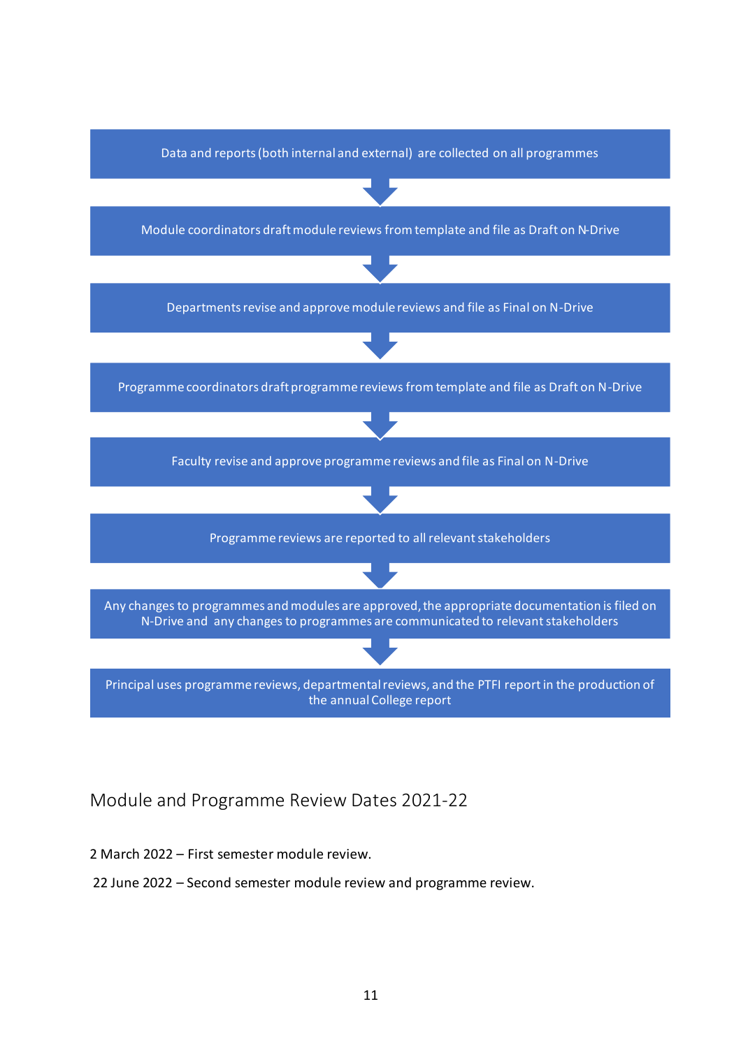Data and reports (both internal and external) are collected on all programmes

↓

Module coordinators draft module reviews from template and file as Draft on N-Drive

↓

Departments revise and approve module reviews and file as Final on N-Drive

↓

Programme coordinators draft programme reviews from template and file as Draft on N-Drive

↓

Faculty revise and approve programme reviews and file as Final on N-Drive

↓

Programme reviews are reported to all relevant stakeholders

↓

Any changes to programmes and modules are approved, the appropriate documentation is filed on N-Drive and any changes to programmes are communicated to relevant stakeholders

↓

Principal uses programme reviews, departmental reviews, and the PTFI report in the production of the annual College report

## Module and Programme Review Dates 2021-22

2 March 2022 – First semester module review.

22 June 2022 – Second semester module review and programme review.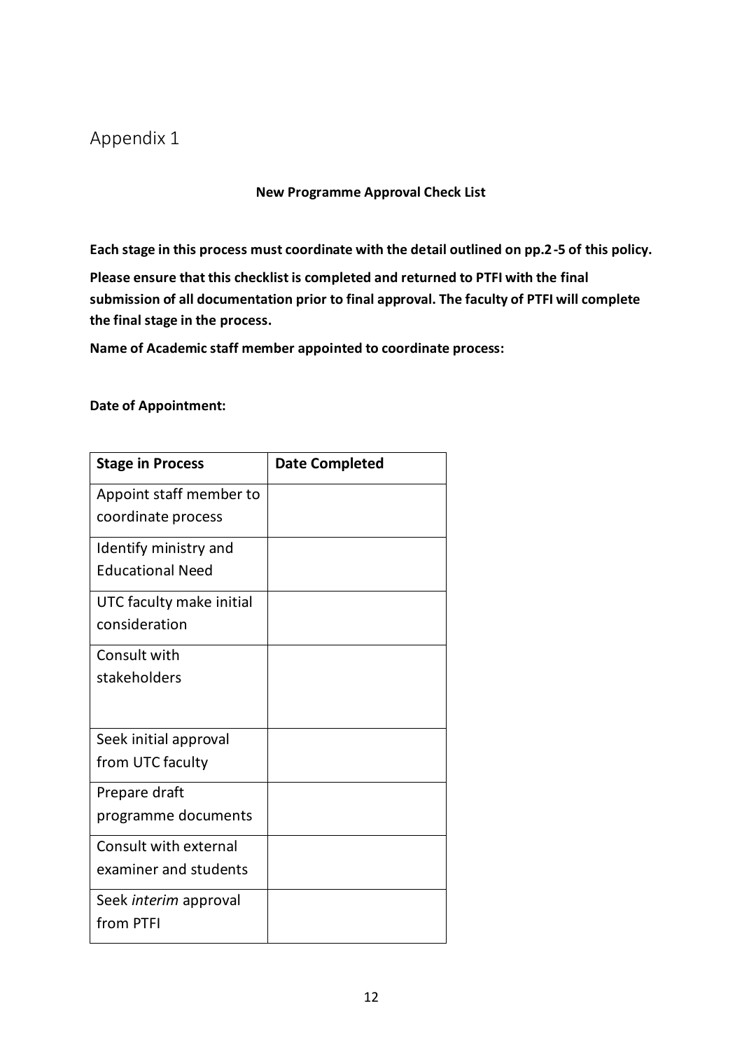# Appendix 1

**New Programme Approval Check List**

**Each stage in this process must coordinate with the detail outlined on pp.2-5 of this policy.**

**Please ensure that this checklist is completed and returned to PTFI with the final submission of all documentation prior to final approval. The faculty of PTFI will complete the final stage in the process.**

**Name of Academic staff member appointed to coordinate process:**

**Date of Appointment:**

| **Stage in Process** | **Date Completed** |
|---|---|
| Appoint staff member to coordinate process | |
| Identify ministry and Educational Need | |
| UTC faculty make initial consideration | |
| Consult with stakeholders | |
| Seek initial approval from UTC faculty | |
| Prepare draft programme documents | |
| Consult with external examiner and students | |
| Seek *interim* approval from PTFI | |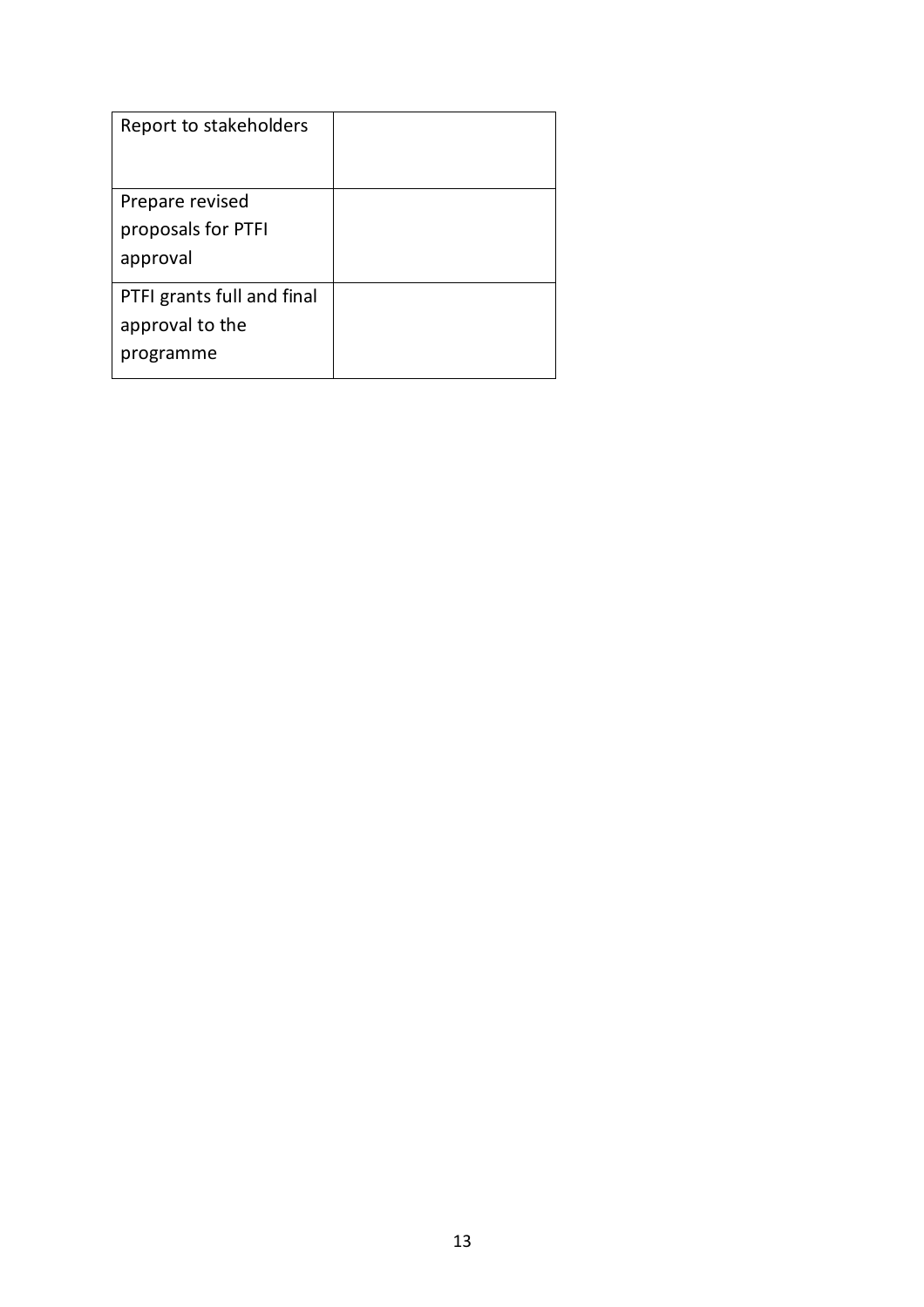| | |
|---|---|
| Report to stakeholders | |
| Prepare revised proposals for PTFI approval | |
| PTFI grants full and final approval to the programme | |